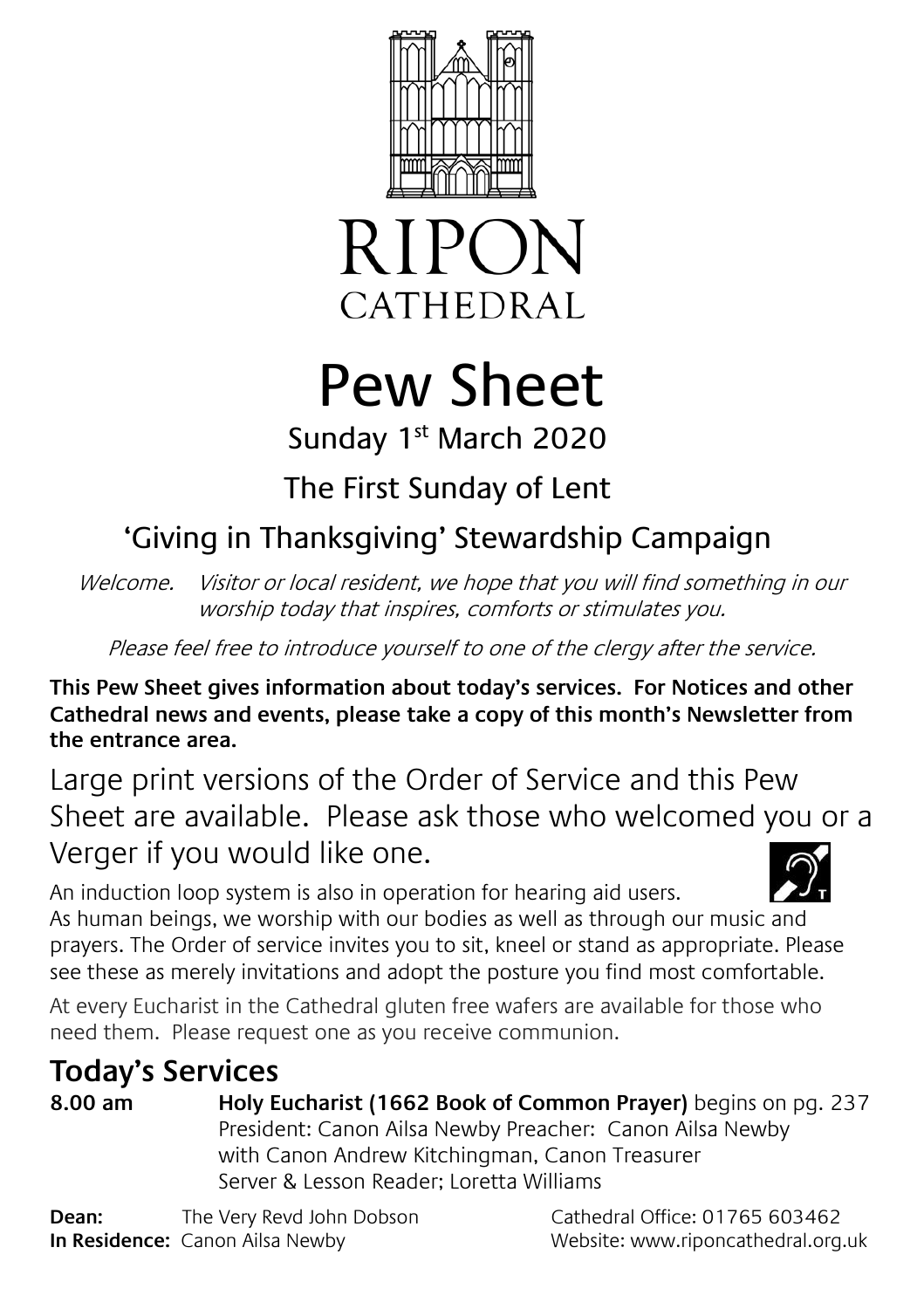RIPON
CATHEDRAL

# Pew Sheet

Sunday 1st March 2020

## The First Sunday of Lent

## 'Giving in Thanksgiving' Stewardship Campaign

*Welcome. Visitor or local resident, we hope that you will find something in our worship today that inspires, comforts or stimulates you.*

*Please feel free to introduce yourself to one of the clergy after the service.*

**This Pew Sheet gives information about today's services. For Notices and other Cathedral news and events, please take a copy of this month's Newsletter from the entrance area.**

Large print versions of the Order of Service and this Pew Sheet are available. Please ask those who welcomed you or a Verger if you would like one.

An induction loop system is also in operation for hearing aid users.

As human beings, we worship with our bodies as well as through our music and prayers. The Order of service invites you to sit, kneel or stand as appropriate. Please see these as merely invitations and adopt the posture you find most comfortable.

At every Eucharist in the Cathedral gluten free wafers are available for those who need them. Please request one as you receive communion.

## Today's Services

**8.00 am** **Holy Eucharist (1662 Book of Common Prayer)** begins on pg. 237
President: Canon Ailsa Newby Preacher: Canon Ailsa Newby
with Canon Andrew Kitchingman, Canon Treasurer
Server & Lesson Reader; Loretta Williams

**Dean:** The Very Revd John Dobson
**In Residence:** Canon Ailsa Newby

Cathedral Office: 01765 603462
Website: www.riponcathedral.org.uk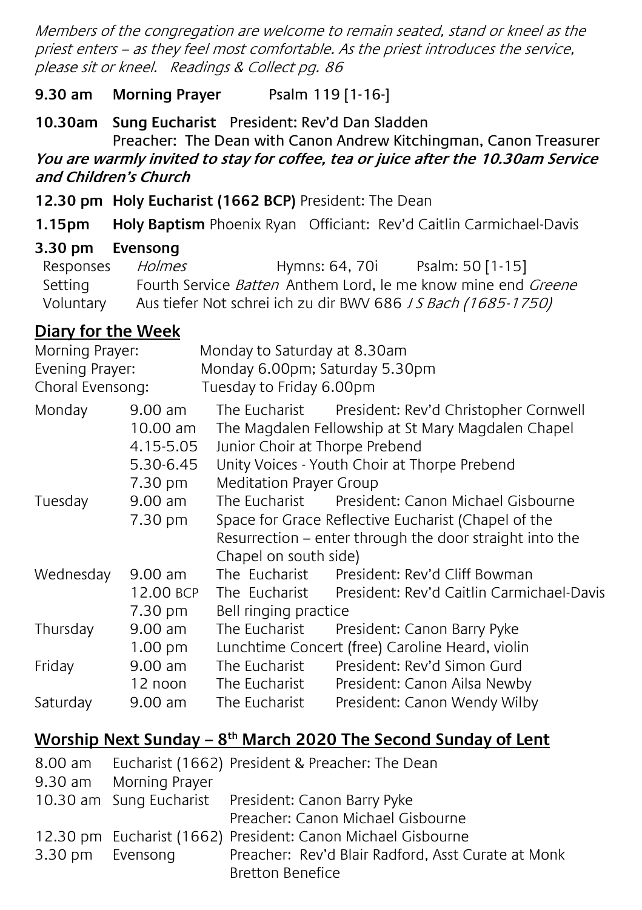*Members of the congregation are welcome to remain seated, stand or kneel as the priest enters – as they feel most comfortable. As the priest introduces the service, please sit or kneel. Readings & Collect pg. 86*

**9.30 am Morning Prayer** Psalm 119 [1-16-]

**10.30am Sung Eucharist** President: Rev'd Dan Sladden
Preacher: The Dean with Canon Andrew Kitchingman, Canon Treasurer

***You are warmly invited to stay for coffee, tea or juice after the 10.30am Service and Children's Church***

**12.30 pm Holy Eucharist (1662 BCP)** President: The Dean

**1.15pm Holy Baptism** Phoenix Ryan Officiant: Rev'd Caitlin Carmichael-Davis

**3.30 pm Evensong**

| | | | |
|---|---|---|---|
| Responses | *Holmes* | Hymns: 64, 70i | Psalm: 50 [1-15] |
| Setting | Fourth Service *Batten* Anthem Lord, le me know mine end *Greene* | | |
| Voluntary | Aus tiefer Not schrei ich zu dir BWV 686 *J S Bach (1685-1750)* | | |

## Diary for the Week

Morning Prayer: Monday to Saturday at 8.30am
Evening Prayer: Monday 6.00pm; Saturday 5.30pm
Choral Evensong: Tuesday to Friday 6.00pm

| | | | |
|---|---|---|---|
| Monday | 9.00 am | The Eucharist | President: Rev'd Christopher Cornwell |
| | 10.00 am | The Magdalen Fellowship at St Mary Magdalen Chapel | |
| | 4.15-5.05 | Junior Choir at Thorpe Prebend | |
| | 5.30-6.45 | Unity Voices - Youth Choir at Thorpe Prebend | |
| | 7.30 pm | Meditation Prayer Group | |
| Tuesday | 9.00 am | The Eucharist | President: Canon Michael Gisbourne |
| | 7.30 pm | Space for Grace Reflective Eucharist (Chapel of the Resurrection – enter through the door straight into the Chapel on south side) | |
| Wednesday | 9.00 am | The Eucharist | President: Rev'd Cliff Bowman |
| | 12.00 BCP | The Eucharist | President: Rev'd Caitlin Carmichael-Davis |
| | 7.30 pm | Bell ringing practice | |
| Thursday | 9.00 am | The Eucharist | President: Canon Barry Pyke |
| | 1.00 pm | Lunchtime Concert (free) Caroline Heard, violin | |
| Friday | 9.00 am | The Eucharist | President: Rev'd Simon Gurd |
| | 12 noon | The Eucharist | President: Canon Ailsa Newby |
| Saturday | 9.00 am | The Eucharist | President: Canon Wendy Wilby |

## Worship Next Sunday – 8th March 2020 The Second Sunday of Lent

| | | |
|---|---|---|
| 8.00 am | Eucharist (1662) | President & Preacher: The Dean |
| 9.30 am | Morning Prayer | |
| 10.30 am | Sung Eucharist | President: Canon Barry Pyke<br>Preacher: Canon Michael Gisbourne |
| 12.30 pm | Eucharist (1662) | President: Canon Michael Gisbourne |
| 3.30 pm | Evensong | Preacher: Rev'd Blair Radford, Asst Curate at Monk Bretton Benefice |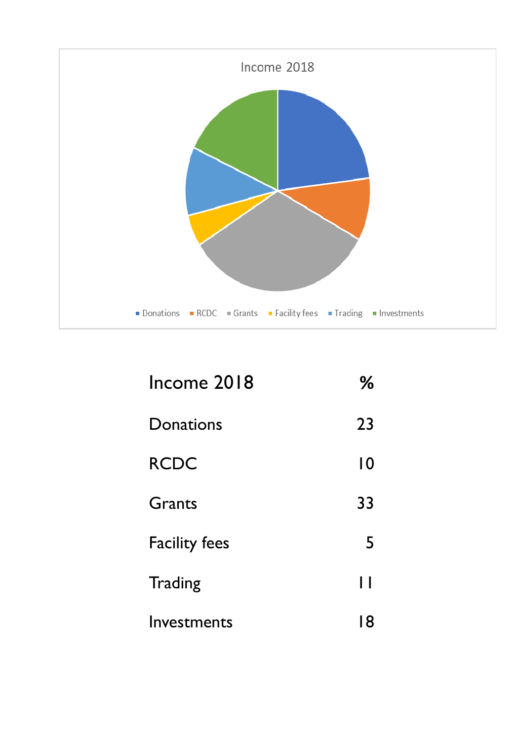Income 2018

Donations | RCDC | Grants | Facility fees | Trading | Investments

| Income 2018 | % |
| --- | --- |
| Donations | 23 |
| RCDC | 10 |
| Grants | 33 |
| Facility fees | 5 |
| Trading | 11 |
| Investments | 18 |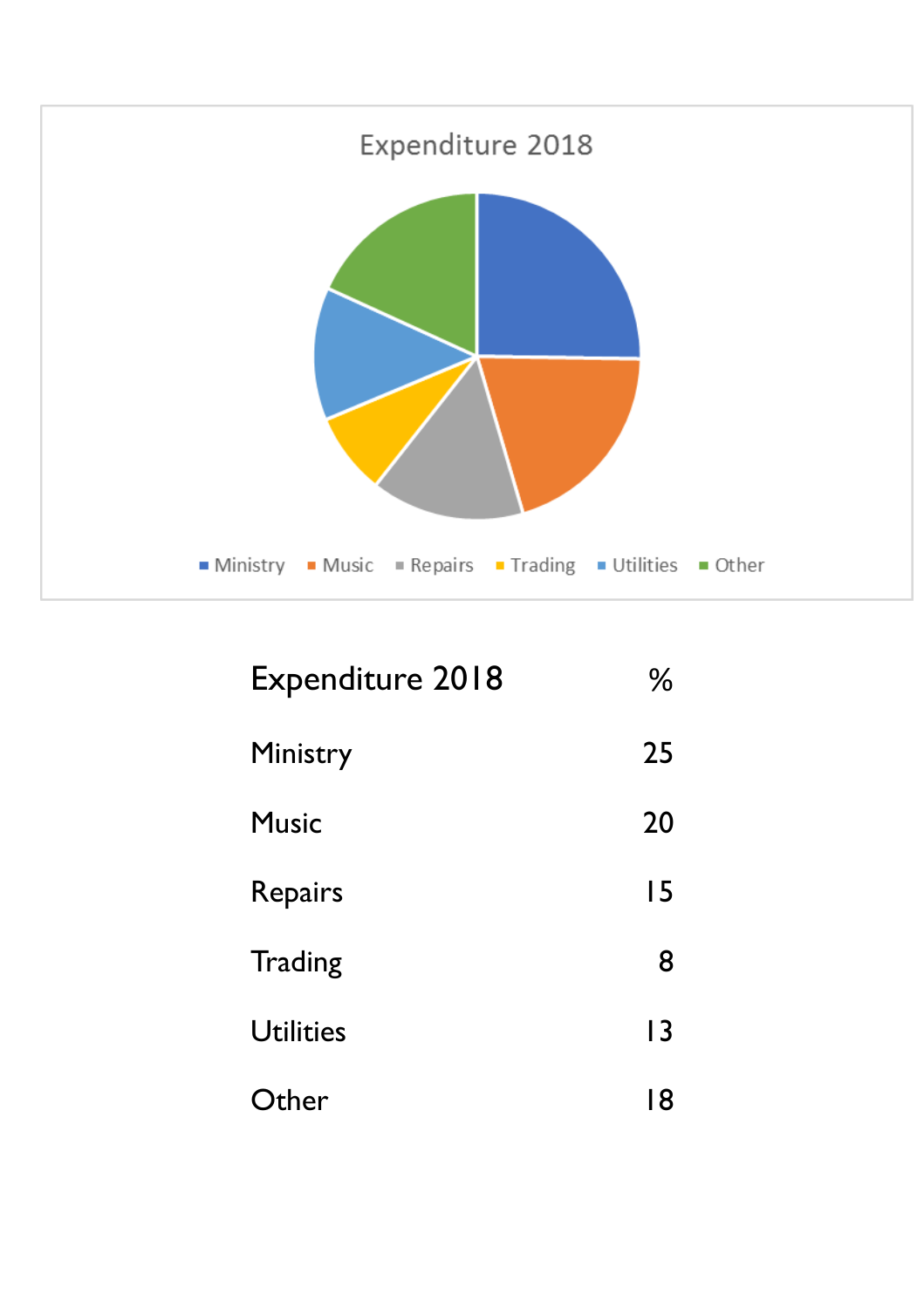Expenditure 2018

Ministry
Music
Repairs
Trading
Utilities
Other

| Expenditure 2018 | % |
|---|---|
| Ministry | 25 |
| Music | 20 |
| Repairs | 15 |
| Trading | 8 |
| Utilities | 13 |
| Other | 18 |